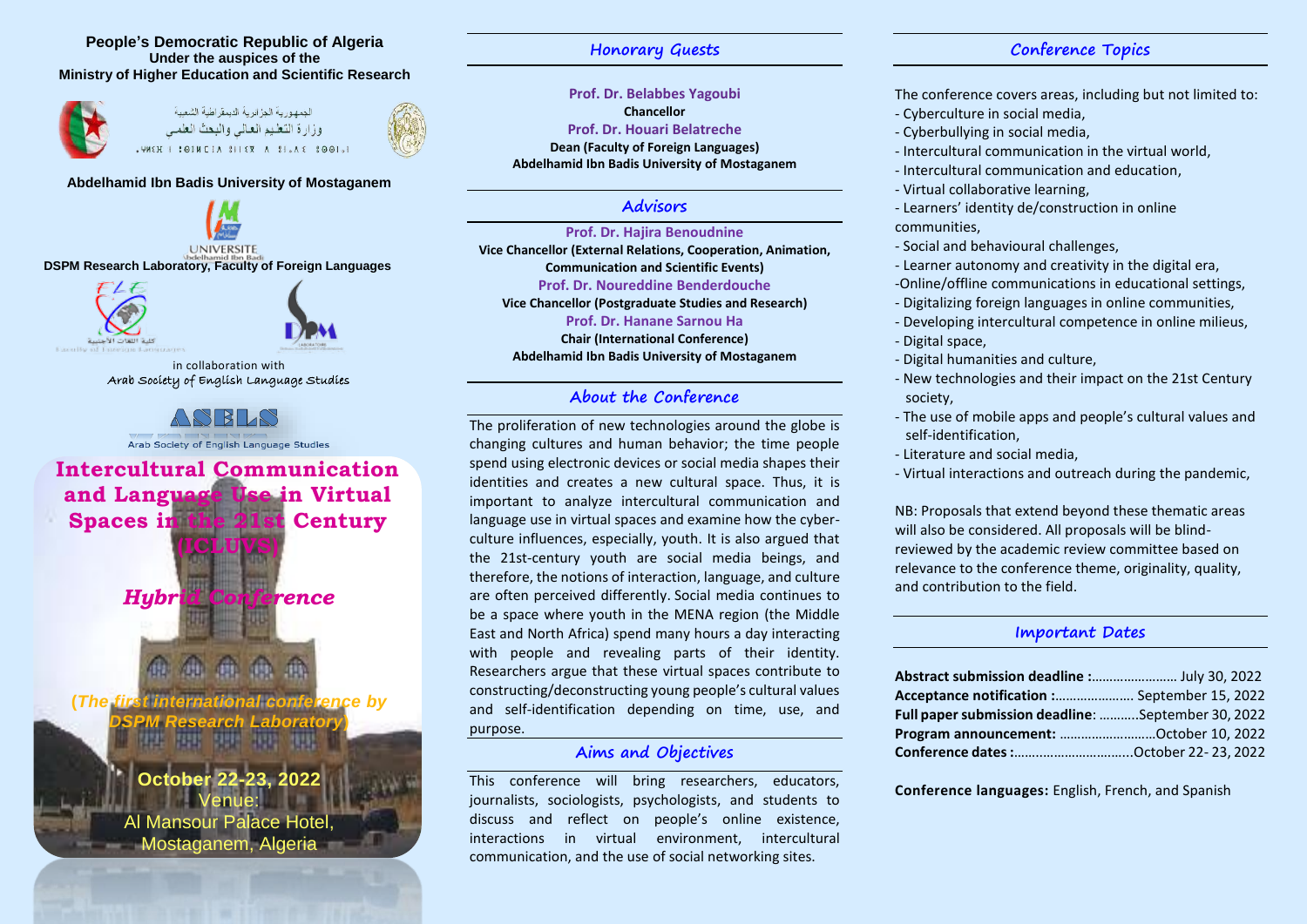**People's Democratic Republic of Algeria**
**Under the auspices of the**
**Ministry of Higher Education and Scientific Research**

الجمهورية الجزائرية الديمقراطية الشعبية
وزارة التعليم العالي والبحث العلمي

**Abdelhamid Ibn Badis University of Mostaganem**

**DSPM Research Laboratory, Faculty of Foreign Languages**

in collaboration with
Arab Society of English Language Studies

ASELS
Arab Society of English Language Studies

# Intercultural Communication and Language Use in Virtual Spaces in the 21st Century (ICLUVS)

## *Hybrid Conference*

*(The first international conference by DSPM Research Laboratory)*

**October 22-23, 2022**
Venue:
Al Mansour Palace Hotel,
Mostaganem, Algeria

## Honorary Guests

**Prof. Dr. Belabbes Yagoubi**
**Chancellor**
**Prof. Dr. Houari Belatreche**
**Dean (Faculty of Foreign Languages)**
**Abdelhamid Ibn Badis University of Mostaganem**

## Advisors

**Prof. Dr. Hajira Benoudnine**
**Vice Chancellor (External Relations, Cooperation, Animation, Communication and Scientific Events)**
**Prof. Dr. Noureddine Benderdouche**
**Vice Chancellor (Postgraduate Studies and Research)**
**Prof. Dr. Hanane Sarnou Ha**
**Chair (International Conference)**
**Abdelhamid Ibn Badis University of Mostaganem**

## About the Conference

The proliferation of new technologies around the globe is changing cultures and human behavior; the time people spend using electronic devices or social media shapes their identities and creates a new cultural space. Thus, it is important to analyze intercultural communication and language use in virtual spaces and examine how the cyber-culture influences, especially, youth. It is also argued that the 21st-century youth are social media beings, and therefore, the notions of interaction, language, and culture are often perceived differently. Social media continues to be a space where youth in the MENA region (the Middle East and North Africa) spend many hours a day interacting with people and revealing parts of their identity. Researchers argue that these virtual spaces contribute to constructing/deconstructing young people's cultural values and self-identification depending on time, use, and purpose.

## Aims and Objectives

This conference will bring researchers, educators, journalists, sociologists, psychologists, and students to discuss and reflect on people's online existence, interactions in virtual environment, intercultural communication, and the use of social networking sites.

## Conference Topics

The conference covers areas, including but not limited to:
- Cyberculture in social media,
- Cyberbullying in social media,
- Intercultural communication in the virtual world,
- Intercultural communication and education,
- Virtual collaborative learning,
- Learners' identity de/construction in online communities,
- Social and behavioural challenges,
- Learner autonomy and creativity in the digital era,
-Online/offline communications in educational settings,
- Digitalizing foreign languages in online communities,
- Developing intercultural competence in online milieus,
- Digital space,
- Digital humanities and culture,
- New technologies and their impact on the 21st Century society,
- The use of mobile apps and people's cultural values and self-identification,
- Literature and social media,
- Virtual interactions and outreach during the pandemic,

NB: Proposals that extend beyond these thematic areas will also be considered. All proposals will be blind-reviewed by the academic review committee based on relevance to the conference theme, originality, quality, and contribution to the field.

## Important Dates

**Abstract submission deadline :**…………………… July 30, 2022
**Acceptance notification :**………………… September 15, 2022
**Full paper submission deadline**: ………..September 30, 2022
**Program announcement:** ……………………October 10, 2022
**Conference dates :**…………………………..October 22- 23, 2022

**Conference languages:** English, French, and Spanish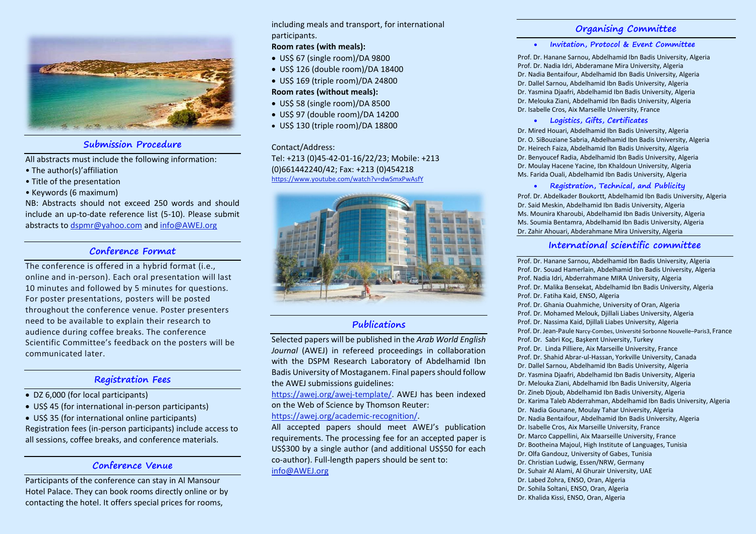## Submission Procedure

All abstracts must include the following information:

- The author(s)'affiliation
- Title of the presentation
- Keywords (6 maximum)

NB: Abstracts should not exceed 250 words and should include an up-to-date reference list (5-10). Please submit abstracts to dspmr@yahoo.com and info@AWEJ.org

## Conference Format

The conference is offered in a hybrid format (i.e., online and in-person). Each oral presentation will last 10 minutes and followed by 5 minutes for questions. For poster presentations, posters will be posted throughout the conference venue. Poster presenters need to be available to explain their research to audience during coffee breaks. The conference Scientific Committee's feedback on the posters will be communicated later.

## Registration Fees

- DZ 6,000 (for local participants)
- US$ 45 (for international in-person participants)
- US$ 35 (for international online participants)

Registration fees (in-person participants) include access to all sessions, coffee breaks, and conference materials.

## Conference Venue

Participants of the conference can stay in Al Mansour Hotel Palace. They can book rooms directly online or by contacting the hotel. It offers special prices for rooms, including meals and transport, for international participants.

**Room rates (with meals):**

- US$ 67 (single room)/DA 9800
- US$ 126 (double room)/DA 18400
- US$ 169 (triple room)/DA 24800

**Room rates (without meals):**

- US$ 58 (single room)/DA 8500
- US$ 97 (double room)/DA 14200
- US$ 130 (triple room)/DA 18800

Contact/Address:

Tel: +213 (0)45-42-01-16/22/23; Mobile: +213 (0)661442240/42; Fax: +213 (0)454218

https://www.youtube.com/watch?v=dwSmxPwAsfY

## Publications

Selected papers will be published in the *Arab World English Journal* (AWEJ) in refereed proceedings in collaboration with the DSPM Research Laboratory of Abdelhamid Ibn Badis University of Mostaganem. Final papers should follow the AWEJ submissions guidelines: https://awej.org/awej-template/. AWEJ has been indexed on the Web of Science by Thomson Reuter: https://awej.org/academic-recognition/.

All accepted papers should meet AWEJ's publication requirements. The processing fee for an accepted paper is US$300 by a single author (and additional US$50 for each co-author). Full-length papers should be sent to: info@AWEJ.org

## Organising Committee

- **Invitation, Protocol & Event Committee**

Prof. Dr. Hanane Sarnou, Abdelhamid Ibn Badis University, Algeria
Prof. Dr. Nadia Idri, Abderamane Mira University, Algeria
Dr. Nadia Bentaifour, Abdelhamid Ibn Badis University, Algeria
Dr. Dallel Sarnou, Abdelhamid Ibn Badis University, Algeria
Dr. Yasmina Djaafri, Abdelhamid Ibn Badis University, Algeria
Dr. Melouka Ziani, Abdelhamid Ibn Badis University, Algeria
Dr. Isabelle Cros, Aix Marseille University, France

- **Logistics, Gifts, Certificates**

Dr. Mired Houari, Abdelhamid Ibn Badis University, Algeria
Dr. O. SiBouziane Sabria, Abdelhamid Ibn Badis University, Algeria
Dr. Heirech Faiza, Abdelhamid Ibn Badis University, Algeria
Dr. Benyoucef Radia, Abdelhamid Ibn Badis University, Algeria
Dr. Moulay Hacene Yacine, Ibn Khaldoun University, Algeria
Ms. Farida Ouali, Abdelhamid Ibn Badis University, Algeria

- **Registration, Technical, and Publicity**

Prof. Dr. Abdelkader Boukortt, Abdelhamid Ibn Badis University, Algeria
Dr. Said Meskin, Abdelhamid Ibn Badis University, Algeria
Ms. Mounira Kharoubi, Abdelhamid Ibn Badis University, Algeria
Ms. Soumia Bentamra, Abdelhamid Ibn Badis University, Algeria
Dr. Zahir Ahouari, Abderahmane Mira University, Algeria

## International scientific committee

Prof. Dr. Hanane Sarnou, Abdelhamid Ibn Badis University, Algeria
Prof. Dr. Souad Hamerlain, Abdelhamid Ibn Badis University, Algeria
Prof. Nadia Idri, Abderrahmane MIRA University, Algeria
Prof. Dr. Malika Bensekat, Abdelhamid Ibn Badis University, Algeria
Prof. Dr. Fatiha Kaid, ENSO, Algeria
Prof. Dr. Ghania Ouahmiche, University of Oran, Algeria
Prof. Dr. Mohamed Melouk, Djillali Liabes University, Algeria
Prof. Dr. Nassima Kaid, Djillali Liabes University, Algeria
Prof. Dr. Jean-Paule Narcy-Combes, Université Sorbonne Nouvelle–Paris3, France
Prof. Dr. Sabri Koç, Başkent University, Turkey
Prof. Dr. Linda Pilliere, Aix Marseille University, France
Prof. Dr. Shahid Abrar-ul-Hassan, Yorkville University, Canada
Dr. Dallel Sarnou, Abdelhamid Ibn Badis University, Algeria
Dr. Yasmina Djaafri, Abdelhamid Ibn Badis University, Algeria
Dr. Melouka Ziani, Abdelhamid Ibn Badis University, Algeria
Dr. Zineb Djoub, Abdelhamid Ibn Badis University, Algeria
Dr. Karima Taleb Abderrahman, Abdelhamid Ibn Badis University, Algeria
Dr. Nadia Gounane, Moulay Tahar University, Algeria
Dr. Nadia Bentaifour, Abdelhamid Ibn Badis University, Algeria
Dr. Isabelle Cros, Aix Marseille University, France
Dr. Marco Cappellini, Aix Maarseille University, France
Dr. Bootheina Majoul, High Institute of Languages, Tunisia
Dr. Olfa Gandouz, University of Gabes, Tunisia
Dr. Christian Ludwig, Essen/NRW, Germany
Dr. Suhair Al Alami, Al Ghurair University, UAE
Dr. Labed Zohra, ENSO, Oran, Algeria
Dr. Sohila Soltani, ENSO, Oran, Algeria
Dr. Khalida Kissi, ENSO, Oran, Algeria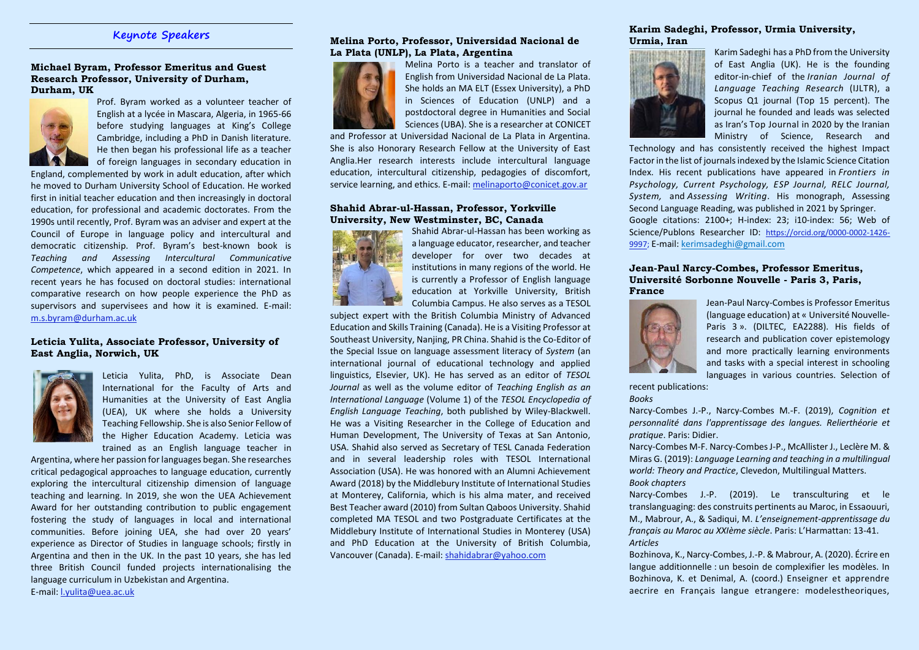## Keynote Speakers

### Michael Byram, Professor Emeritus and Guest Research Professor, University of Durham, Durham, UK

Prof. Byram worked as a volunteer teacher of English at a lycée in Mascara, Algeria, in 1965-66 before studying languages at King's College Cambridge, including a PhD in Danish literature. He then began his professional life as a teacher of foreign languages in secondary education in England, complemented by work in adult education, after which he moved to Durham University School of Education. He worked first in initial teacher education and then increasingly in doctoral education, for professional and academic doctorates. From the 1990s until recently, Prof. Byram was an adviser and expert at the Council of Europe in language policy and intercultural and democratic citizenship. Prof. Byram's best-known book is *Teaching and Assessing Intercultural Communicative Competence*, which appeared in a second edition in 2021. In recent years he has focused on doctoral studies: international comparative research on how people experience the PhD as supervisors and supervisees and how it is examined. E-mail: m.s.byram@durham.ac.uk

### Leticia Yulita, Associate Professor, University of East Anglia, Norwich, UK

Leticia Yulita, PhD, is Associate Dean International for the Faculty of Arts and Humanities at the University of East Anglia (UEA), UK where she holds a University Teaching Fellowship. She is also Senior Fellow of the Higher Education Academy. Leticia was trained as an English language teacher in Argentina, where her passion for languages began. She researches critical pedagogical approaches to language education, currently exploring the intercultural citizenship dimension of language teaching and learning. In 2019, she won the UEA Achievement Award for her outstanding contribution to public engagement fostering the study of languages in local and international communities. Before joining UEA, she had over 20 years' experience as Director of Studies in language schools; firstly in Argentina and then in the UK. In the past 10 years, she has led three British Council funded projects internationalising the language curriculum in Uzbekistan and Argentina.
E-mail: l.yulita@uea.ac.uk

### Melina Porto, Professor, Universidad Nacional de La Plata (UNLP), La Plata, Argentina

Melina Porto is a teacher and translator of English from Universidad Nacional de La Plata. She holds an MA ELT (Essex University), a PhD in Sciences of Education (UNLP) and a postdoctoral degree in Humanities and Social Sciences (UBA). She is a researcher at CONICET and Professor at Universidad Nacional de La Plata in Argentina. She is also Honorary Research Fellow at the University of East Anglia.Her research interests include intercultural language education, intercultural citizenship, pedagogies of discomfort, service learning, and ethics. E-mail: melinaporto@conicet.gov.ar

### Shahid Abrar-ul-Hassan, Professor, Yorkville University, New Westminster, BC, Canada

Shahid Abrar-ul-Hassan has been working as a language educator, researcher, and teacher developer for over two decades at institutions in many regions of the world. He is currently a Professor of English language education at Yorkville University, British Columbia Campus. He also serves as a TESOL subject expert with the British Columbia Ministry of Advanced Education and Skills Training (Canada). He is a Visiting Professor at Southeast University, Nanjing, PR China. Shahid is the Co-Editor of the Special Issue on language assessment literacy of *System* (an international journal of educational technology and applied linguistics, Elsevier, UK). He has served as an editor of *TESOL Journal* as well as the volume editor of *Teaching English as an International Language* (Volume 1) of the *TESOL Encyclopedia of English Language Teaching*, both published by Wiley-Blackwell. He was a Visiting Researcher in the College of Education and Human Development, The University of Texas at San Antonio, USA. Shahid also served as Secretary of TESL Canada Federation and in several leadership roles with TESOL International Association (USA). He was honored with an Alumni Achievement Award (2018) by the Middlebury Institute of International Studies at Monterey, California, which is his alma mater, and received Best Teacher award (2010) from Sultan Qaboos University. Shahid completed MA TESOL and two Postgraduate Certificates at the Middlebury Institute of International Studies in Monterey (USA) and PhD Education at the University of British Columbia, Vancouver (Canada). E-mail: shahidabrar@yahoo.com

### Karim Sadeghi, Professor, Urmia University, Urmia, Iran

Karim Sadeghi has a PhD from the University of East Anglia (UK). He is the founding editor-in-chief of the *Iranian Journal of Language Teaching Research* (IJLTR), a Scopus Q1 journal (Top 15 percent). The journal he founded and leads was selected as Iran's Top Journal in 2020 by the Iranian Ministry of Science, Research and Technology and has consistently received the highest Impact Factor in the list of journals indexed by the Islamic Science Citation Index. His recent publications have appeared in *Frontiers in Psychology, Current Psychology, ESP Journal, RELC Journal, System,* and *Assessing Writing*. His monograph, Assessing Second Language Reading, was published in 2021 by Springer. Google citations: 2100+; H-index: 23; i10-index: 56; Web of Science/Publons Researcher ID: https://orcid.org/0000-0002-1426-9997; E-mail: kerimsadeghi@gmail.com

### Jean-Paul Narcy-Combes, Professor Emeritus, Université Sorbonne Nouvelle - Paris 3, Paris, France

Jean-Paul Narcy-Combes is Professor Emeritus (language education) at « Université Nouvelle-Paris 3 ». (DILTEC, EA2288). His fields of research and publication cover epistemology and more practically learning environments and tasks with a special interest in schooling languages in various countries. Selection of recent publications:

*Books*

Narcy-Combes J.-P., Narcy-Combes M.-F. (2019), *Cognition et personnalité dans l'apprentissage des langues. Relierthéorie et pratique*. Paris: Didier.

Narcy-Combes M-F. Narcy-Combes J-P., McAllister J., Leclère M. & Miras G. (2019): *Language Learning and teaching in a multilingual world: Theory and Practice*, Clevedon, Multilingual Matters.

*Book chapters*

Narcy-Combes J.-P. (2019). Le transculturing et le translanguaging: des construits pertinents au Maroc, in Essaouuri, M., Mabrour, A., & Sadiqui, M. *L'enseignement-apprentissage du français au Maroc au XXIème siècle*. Paris: L'Harmattan: 13-41.

*Articles*

Bozhinova, K., Narcy-Combes, J.-P. & Mabrour, A. (2020). Écrire en langue additionnelle : un besoin de complexifier les modèles. In Bozhinova, K. et Denimal, A. (coord.) Enseigner et apprendre aecrire en Français langue etrangere: modelestheoriques,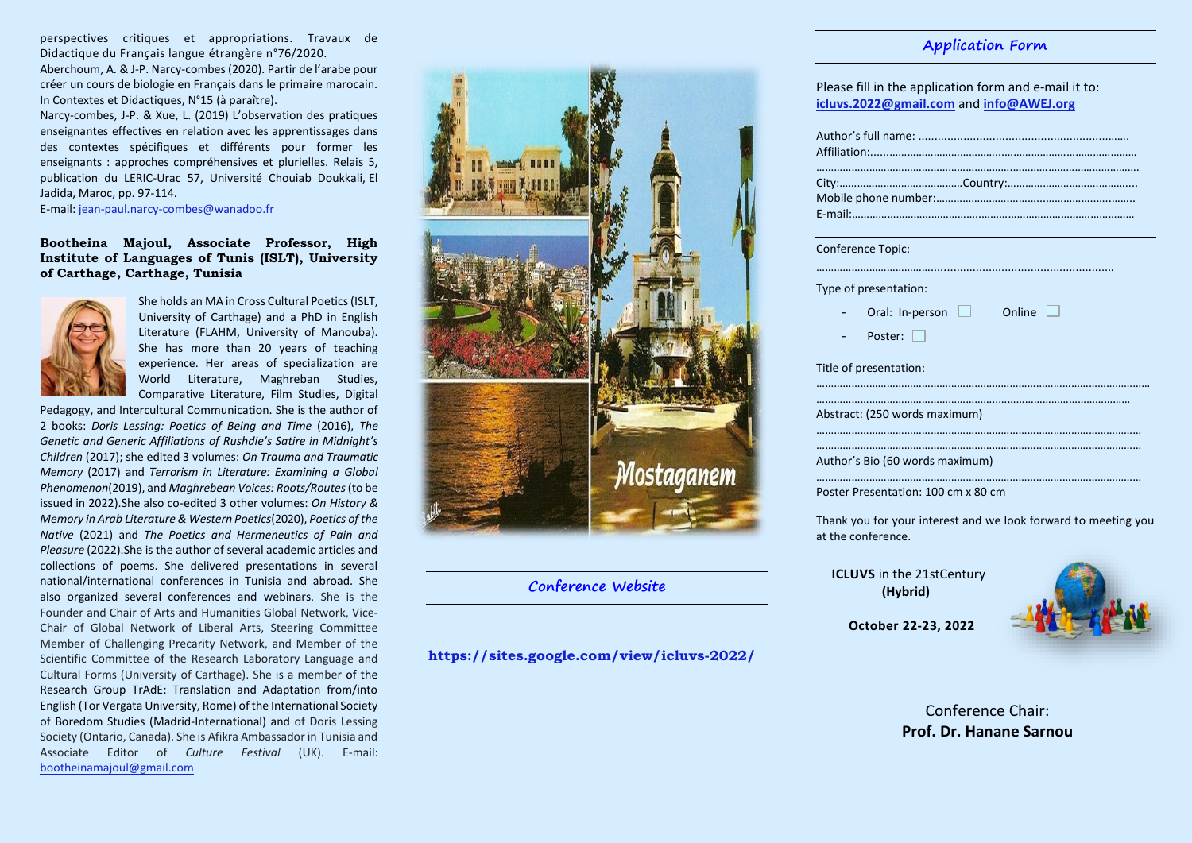perspectives critiques et appropriations. Travaux de Didactique du Français langue étrangère n°76/2020.

Aberchoum, A. & J-P. Narcy-combes (2020). Partir de l'arabe pour créer un cours de biologie en Français dans le primaire marocain. In Contextes et Didactiques, N°15 (à paraître).

Narcy-combes, J-P. & Xue, L. (2019) L'observation des pratiques enseignantes effectives en relation avec les apprentissages dans des contextes spécifiques et différents pour former les enseignants : approches compréhensives et plurielles. Relais 5, publication du LERIC-Urac 57, Université Chouiab Doukkali, El Jadida, Maroc, pp. 97-114.

E-mail: jean-paul.narcy-combes@wanadoo.fr

**Bootheina Majoul, Associate Professor, High Institute of Languages of Tunis (ISLT), University of Carthage, Carthage, Tunisia**

She holds an MA in Cross Cultural Poetics (ISLT, University of Carthage) and a PhD in English Literature (FLAHM, University of Manouba). She has more than 20 years of teaching experience. Her areas of specialization are World Literature, Maghreban Studies, Comparative Literature, Film Studies, Digital Pedagogy, and Intercultural Communication. She is the author of 2 books: *Doris Lessing: Poetics of Being and Time* (2016), *The Genetic and Generic Affiliations of Rushdie's Satire in Midnight's Children* (2017); she edited 3 volumes: *On Trauma and Traumatic Memory* (2017) and *Terrorism in Literature: Examining a Global Phenomenon*(2019), and *Maghrebean Voices: Roots/Routes* (to be issued in 2022).She also co-edited 3 other volumes: *On History & Memory in Arab Literature & Western Poetics*(2020), *Poetics of the Native* (2021) and *The Poetics and Hermeneutics of Pain and Pleasure* (2022).She is the author of several academic articles and collections of poems. She delivered presentations in several national/international conferences in Tunisia and abroad. She also organized several conferences and webinars. She is the Founder and Chair of Arts and Humanities Global Network, Vice-Chair of Global Network of Liberal Arts, Steering Committee Member of Challenging Precarity Network, and Member of the Scientific Committee of the Research Laboratory Language and Cultural Forms (University of Carthage). She is a member of the Research Group TrAdE: Translation and Adaptation from/into English (Tor Vergata University, Rome) of the International Society of Boredom Studies (Madrid-International) and of Doris Lessing Society (Ontario, Canada). She is Afikra Ambassador in Tunisia and Associate Editor of *Culture Festival* (UK). E-mail: bootheinamajoul@gmail.com

Mostaganem

## Conference Website

https://sites.google.com/view/icluvs-2022/

## Application Form

Please fill in the application form and e-mail it to: **icluvs.2022@gmail.com** and **info@AWEJ.org**

Author's full name: ..................................................................

Affiliation:..........................................................................................

..............................................................................................................

City:.........................................Country:...........................................

Mobile phone number:.........................................................................

E-mail:..................................................................................................

Conference Topic:

..............................................................................................

Type of presentation:

- Oral: In-person ☐ Online ☐
- Poster: ☐

Title of presentation:

..............................................................................................................

..............................................................................................................

Abstract: (250 words maximum)

..............................................................................................................

..............................................................................................................

Author's Bio (60 words maximum)

..............................................................................................................

Poster Presentation: 100 cm x 80 cm

Thank you for your interest and we look forward to meeting you at the conference.

**ICLUVS** in the 21stCentury
**(Hybrid)**

**October 22-23, 2022**

Conference Chair:
**Prof. Dr. Hanane Sarnou**